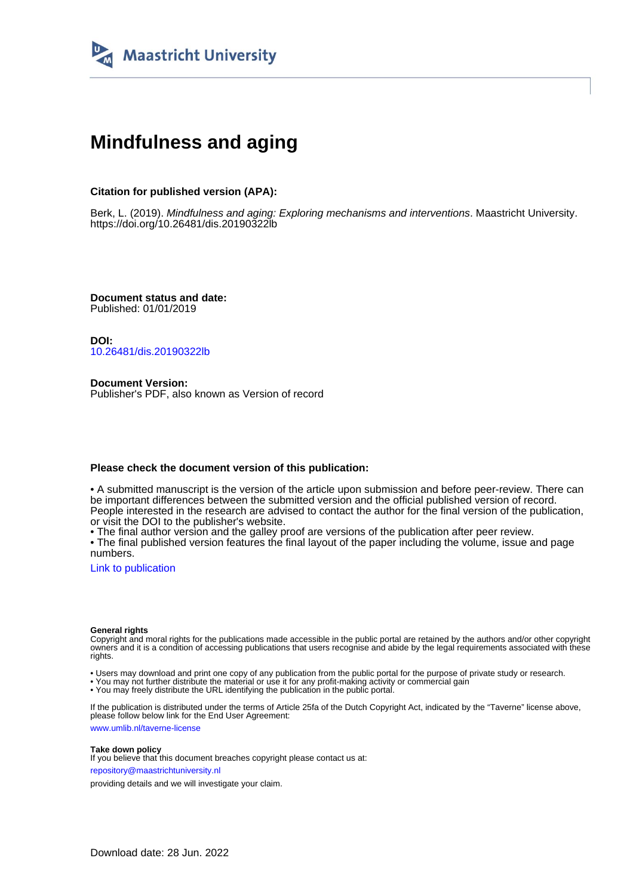Maastricht University

# Mindfulness and aging

**Citation for published version (APA):**

Berk, L. (2019). *Mindfulness and aging: Exploring mechanisms and interventions*. Maastricht University. https://doi.org/10.26481/dis.20190322lb

**Document status and date:**
Published: 01/01/2019

**DOI:**
10.26481/dis.20190322lb

**Document Version:**
Publisher's PDF, also known as Version of record

**Please check the document version of this publication:**

• A submitted manuscript is the version of the article upon submission and before peer-review. There can be important differences between the submitted version and the official published version of record. People interested in the research are advised to contact the author for the final version of the publication, or visit the DOI to the publisher's website.
• The final author version and the galley proof are versions of the publication after peer review.
• The final published version features the final layout of the paper including the volume, issue and page numbers.

Link to publication

**General rights**
Copyright and moral rights for the publications made accessible in the public portal are retained by the authors and/or other copyright owners and it is a condition of accessing publications that users recognise and abide by the legal requirements associated with these rights.

• Users may download and print one copy of any publication from the public portal for the purpose of private study or research.
• You may not further distribute the material or use it for any profit-making activity or commercial gain
• You may freely distribute the URL identifying the publication in the public portal.

If the publication is distributed under the terms of Article 25fa of the Dutch Copyright Act, indicated by the "Taverne" license above, please follow below link for the End User Agreement:

www.umlib.nl/taverne-license

**Take down policy**
If you believe that this document breaches copyright please contact us at:

repository@maastrichtuniversity.nl

providing details and we will investigate your claim.

Download date: 28 Jun. 2022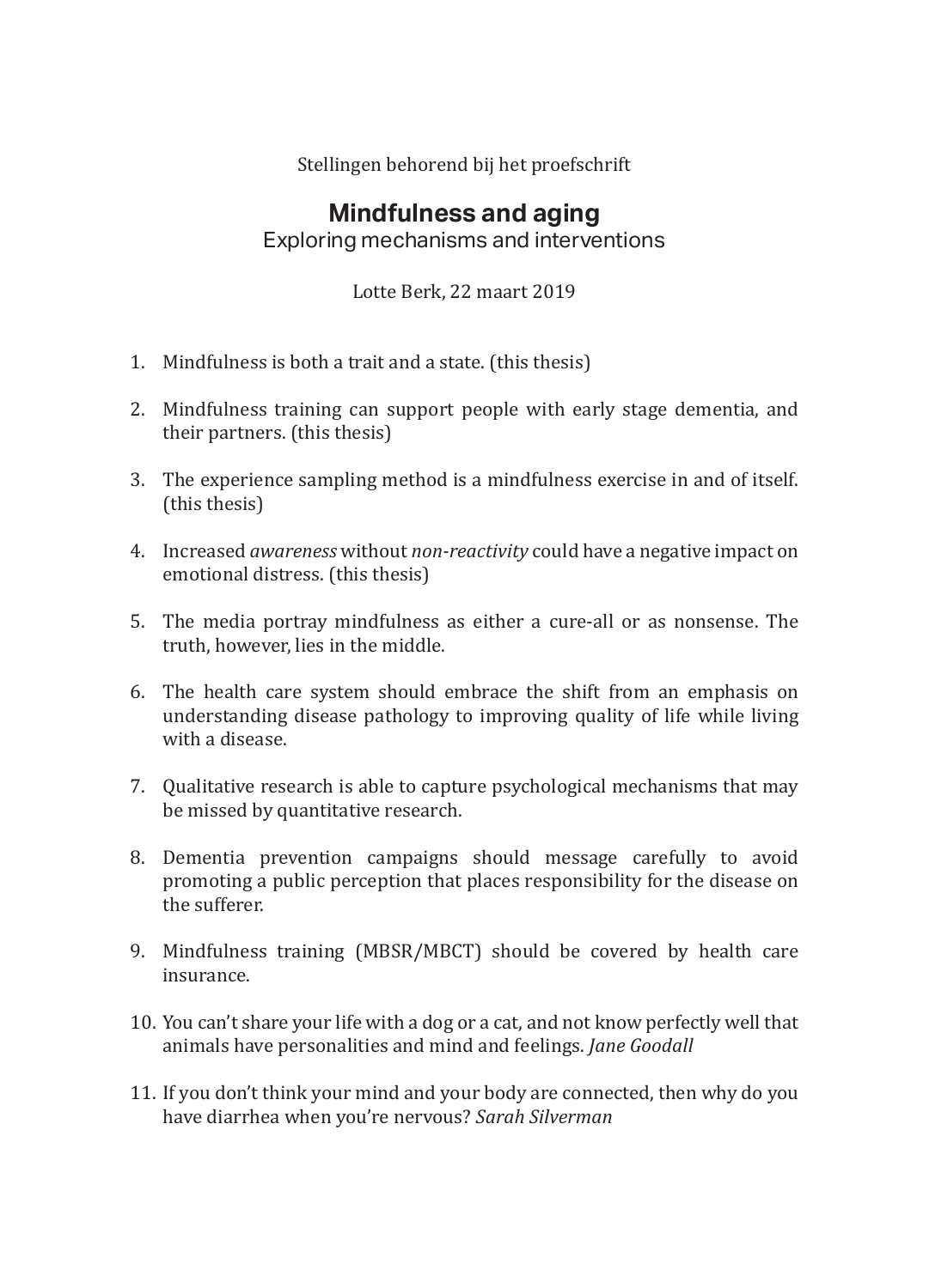Stellingen behorend bij het proefschrift

# Mindfulness and aging

## Exploring mechanisms and interventions

Lotte Berk, 22 maart 2019

1. Mindfulness is both a trait and a state. (this thesis)

2. Mindfulness training can support people with early stage dementia, and their partners. (this thesis)

3. The experience sampling method is a mindfulness exercise in and of itself. (this thesis)

4. Increased *awareness* without *non-reactivity* could have a negative impact on emotional distress. (this thesis)

5. The media portray mindfulness as either a cure-all or as nonsense. The truth, however, lies in the middle.

6. The health care system should embrace the shift from an emphasis on understanding disease pathology to improving quality of life while living with a disease.

7. Qualitative research is able to capture psychological mechanisms that may be missed by quantitative research.

8. Dementia prevention campaigns should message carefully to avoid promoting a public perception that places responsibility for the disease on the sufferer.

9. Mindfulness training (MBSR/MBCT) should be covered by health care insurance.

10. You can't share your life with a dog or a cat, and not know perfectly well that animals have personalities and mind and feelings. *Jane Goodall*

11. If you don't think your mind and your body are connected, then why do you have diarrhea when you're nervous? *Sarah Silverman*